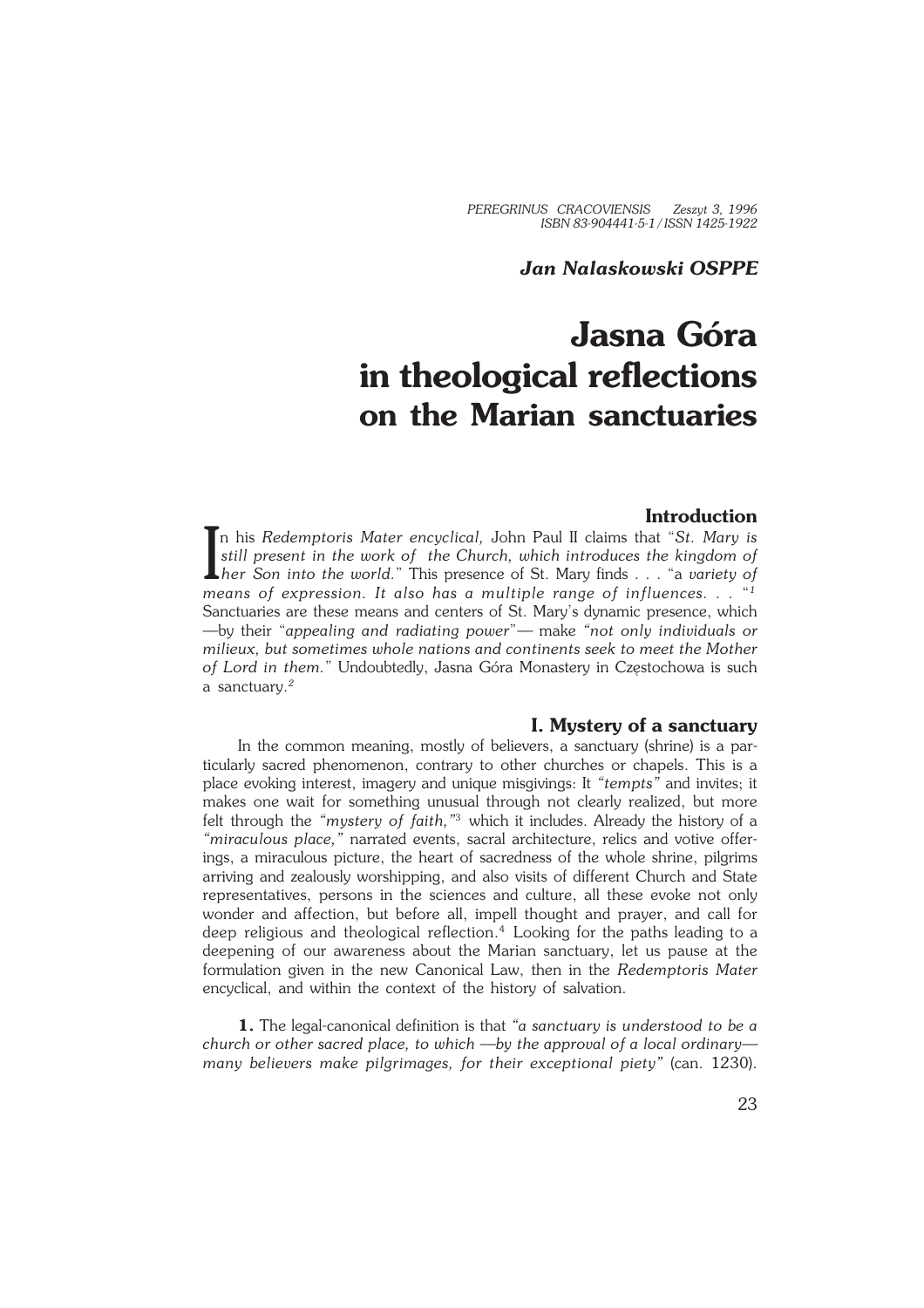*Jan Nalaskowski OSPPE*

# Jasna Góra in theological reflections on the Marian sanctuaries

## Introduction

In his *Redemptoris Mater encyclical,* John Paul II claims that "*St. Mary is still present in the work of the Church, which introduces the kingdom of her Son into the world.*" This presence of St. Mary finds . . . "a *variety of means of expression. It also has a multiple range of influences. . .* "[1] Sanctuaries are these means and centers of St. Mary's dynamic presence, which —by their "*appealing and radiating power*"— make "*not only individuals or milieux, but sometimes whole nations and continents seek to meet the Mother of Lord in them.*" Undoubtedly, Jasna Góra Monastery in Częstochowa is such a sanctuary.[2]

## I. Mystery of a sanctuary

In the common meaning, mostly of believers, a sanctuary (shrine) is a particularly sacred phenomenon, contrary to other churches or chapels. This is a place evoking interest, imagery and unique misgivings: It *"tempts"* and invites; it makes one wait for something unusual through not clearly realized, but more felt through the *"mystery of faith,"*[3] which it includes. Already the history of a *"miraculous place,"* narrated events, sacral architecture, relics and votive offerings, a miraculous picture, the heart of sacredness of the whole shrine, pilgrims arriving and zealously worshipping, and also visits of different Church and State representatives, persons in the sciences and culture, all these evoke not only wonder and affection, but before all, impell thought and prayer, and call for deep religious and theological reflection.[4] Looking for the paths leading to a deepening of our awareness about the Marian sanctuary, let us pause at the formulation given in the new Canonical Law, then in the *Redemptoris Mater* encyclical, and within the context of the history of salvation.

**1.** The legal-canonical definition is that *"a sanctuary is understood to be a church or other sacred place, to which —by the approval of a local ordinary— many believers make pilgrimages, for their exceptional piety"* (can. 1230).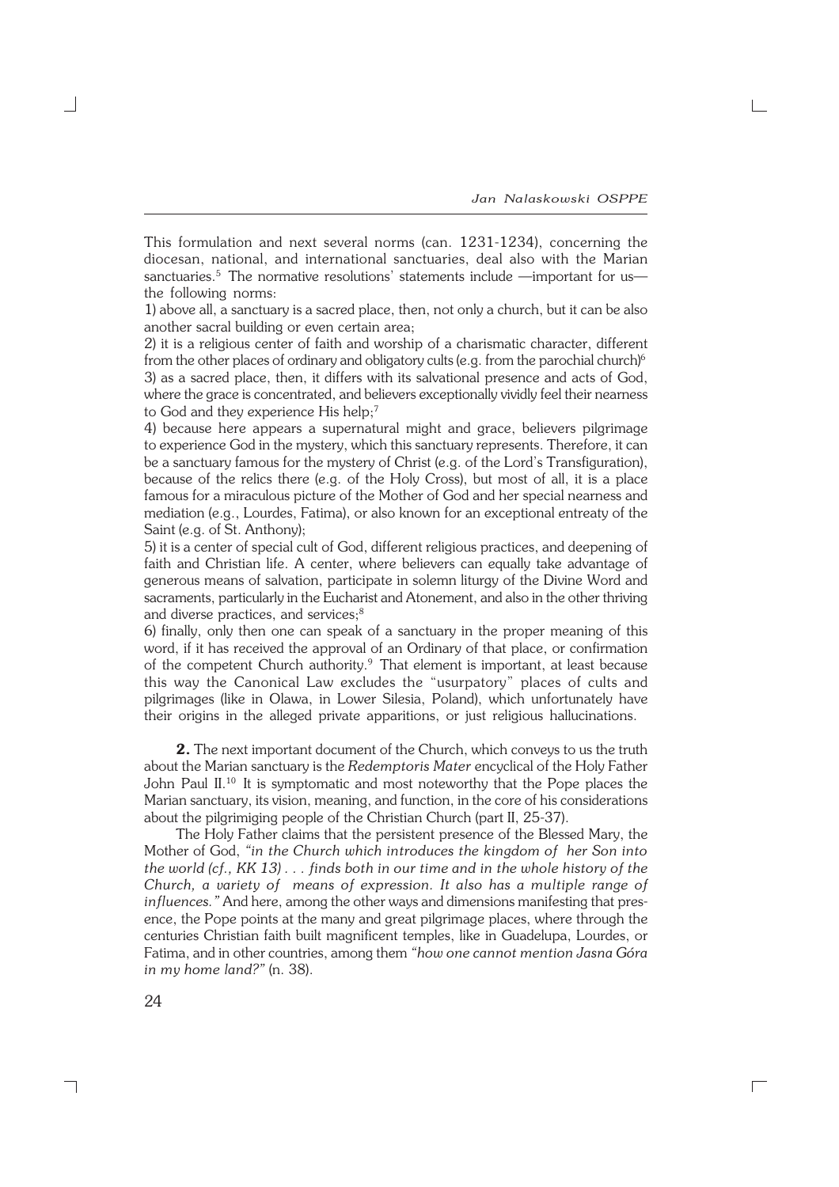This formulation and next several norms (can. 1231-1234), concerning the diocesan, national, and international sanctuaries, deal also with the Marian sanctuaries.[5] The normative resolutions' statements include —important for us— the following norms:

1) above all, a sanctuary is a sacred place, then, not only a church, but it can be also another sacral building or even certain area;

2) it is a religious center of faith and worship of a charismatic character, different from the other places of ordinary and obligatory cults (e.g. from the parochial church)[6]

3) as a sacred place, then, it differs with its salvational presence and acts of God, where the grace is concentrated, and believers exceptionally vividly feel their nearness to God and they experience His help;[7]

4) because here appears a supernatural might and grace, believers pilgrimage to experience God in the mystery, which this sanctuary represents. Therefore, it can be a sanctuary famous for the mystery of Christ (e.g. of the Lord's Transfiguration), because of the relics there (e.g. of the Holy Cross), but most of all, it is a place famous for a miraculous picture of the Mother of God and her special nearness and mediation (e.g., Lourdes, Fatima), or also known for an exceptional entreaty of the Saint (e.g. of St. Anthony);

5) it is a center of special cult of God, different religious practices, and deepening of faith and Christian life. A center, where believers can equally take advantage of generous means of salvation, participate in solemn liturgy of the Divine Word and sacraments, particularly in the Eucharist and Atonement, and also in the other thriving and diverse practices, and services;[8]

6) finally, only then one can speak of a sanctuary in the proper meaning of this word, if it has received the approval of an Ordinary of that place, or confirmation of the competent Church authority.[9] That element is important, at least because this way the Canonical Law excludes the "usurpatory" places of cults and pilgrimages (like in Olawa, in Lower Silesia, Poland), which unfortunately have their origins in the alleged private apparitions, or just religious hallucinations.

**2.** The next important document of the Church, which conveys to us the truth about the Marian sanctuary is the *Redemptoris Mater* encyclical of the Holy Father John Paul II.[10] It is symptomatic and most noteworthy that the Pope places the Marian sanctuary, its vision, meaning, and function, in the core of his considerations about the pilgrimiging people of the Christian Church (part II, 25-37).

The Holy Father claims that the persistent presence of the Blessed Mary, the Mother of God, *"in the Church which introduces the kingdom of her Son into the world (cf., KK 13) . . . finds both in our time and in the whole history of the Church, a variety of means of expression. It also has a multiple range of influences."* And here, among the other ways and dimensions manifesting that presence, the Pope points at the many and great pilgrimage places, where through the centuries Christian faith built magnificent temples, like in Guadelupa, Lourdes, or Fatima, and in other countries, among them *"how one cannot mention Jasna Góra in my home land?"* (n. 38).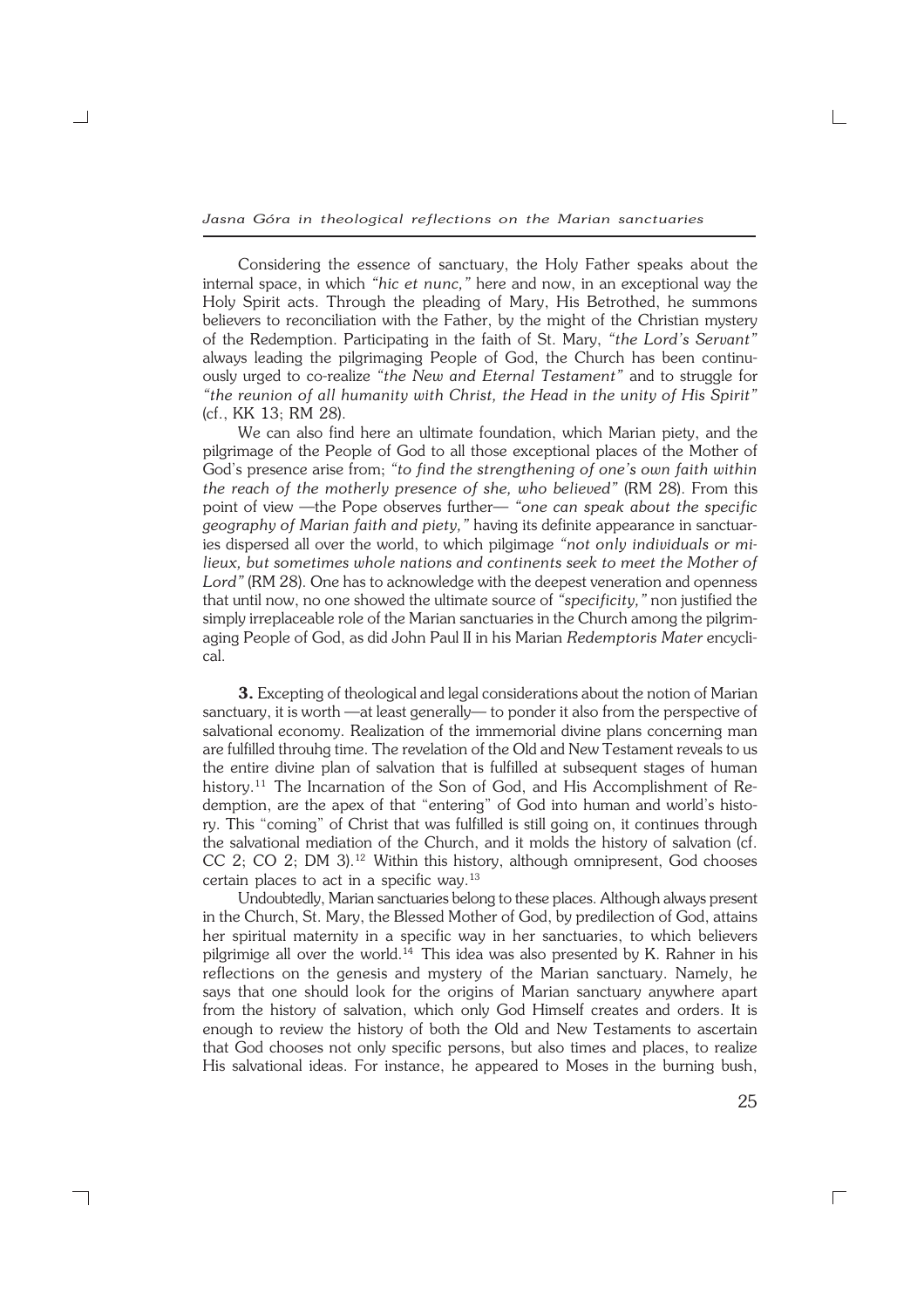Considering the essence of sanctuary, the Holy Father speaks about the internal space, in which *"hic et nunc,"* here and now, in an exceptional way the Holy Spirit acts. Through the pleading of Mary, His Betrothed, he summons believers to reconciliation with the Father, by the might of the Christian mystery of the Redemption. Participating in the faith of St. Mary, *"the Lord's Servant"* always leading the pilgrimaging People of God, the Church has been continuously urged to co-realize *"the New and Eternal Testament"* and to struggle for *"the reunion of all humanity with Christ, the Head in the unity of His Spirit"* (cf., KK 13; RM 28).

We can also find here an ultimate foundation, which Marian piety, and the pilgrimage of the People of God to all those exceptional places of the Mother of God's presence arise from; *"to find the strengthening of one's own faith within the reach of the motherly presence of she, who believed"* (RM 28). From this point of view —the Pope observes further— *"one can speak about the specific geography of Marian faith and piety,"* having its definite appearance in sanctuaries dispersed all over the world, to which pilgimage *"not only individuals or milieux, but sometimes whole nations and continents seek to meet the Mother of Lord"* (RM 28). One has to acknowledge with the deepest veneration and openness that until now, no one showed the ultimate source of *"specificity,"* non justified the simply irreplaceable role of the Marian sanctuaries in the Church among the pilgrimaging People of God, as did John Paul II in his Marian *Redemptoris Mater* encyclical.

**3.** Excepting of theological and legal considerations about the notion of Marian sanctuary, it is worth —at least generally— to ponder it also from the perspective of salvational economy. Realization of the immemorial divine plans concerning man are fulfilled throuhg time. The revelation of the Old and New Testament reveals to us the entire divine plan of salvation that is fulfilled at subsequent stages of human history.[11] The Incarnation of the Son of God, and His Accomplishment of Redemption, are the apex of that "entering" of God into human and world's history. This "coming" of Christ that was fulfilled is still going on, it continues through the salvational mediation of the Church, and it molds the history of salvation (cf. CC 2; CO 2; DM 3).[12] Within this history, although omnipresent, God chooses certain places to act in a specific way.[13]

Undoubtedly, Marian sanctuaries belong to these places. Although always present in the Church, St. Mary, the Blessed Mother of God, by predilection of God, attains her spiritual maternity in a specific way in her sanctuaries, to which believers pilgrimige all over the world.[14] This idea was also presented by K. Rahner in his reflections on the genesis and mystery of the Marian sanctuary. Namely, he says that one should look for the origins of Marian sanctuary anywhere apart from the history of salvation, which only God Himself creates and orders. It is enough to review the history of both the Old and New Testaments to ascertain that God chooses not only specific persons, but also times and places, to realize His salvational ideas. For instance, he appeared to Moses in the burning bush,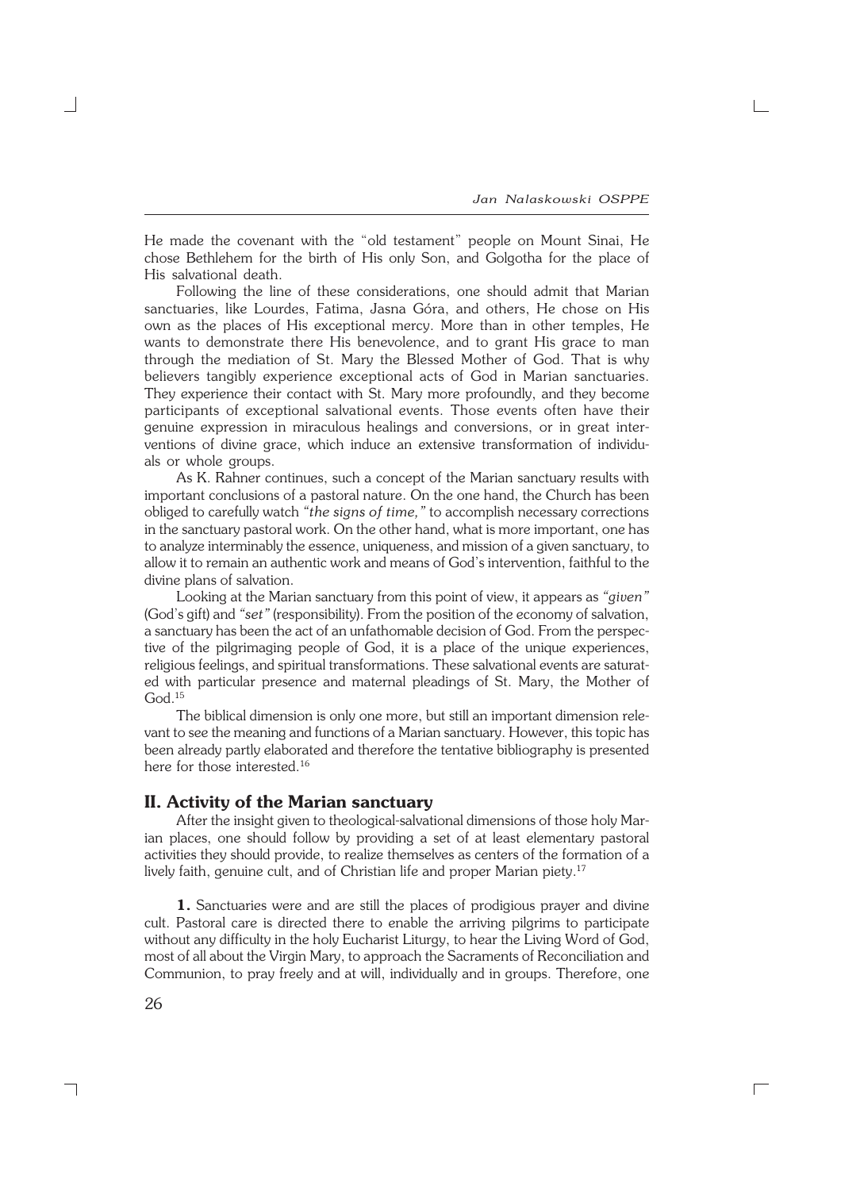He made the covenant with the "old testament" people on Mount Sinai, He chose Bethlehem for the birth of His only Son, and Golgotha for the place of His salvational death.

Following the line of these considerations, one should admit that Marian sanctuaries, like Lourdes, Fatima, Jasna Góra, and others, He chose on His own as the places of His exceptional mercy. More than in other temples, He wants to demonstrate there His benevolence, and to grant His grace to man through the mediation of St. Mary the Blessed Mother of God. That is why believers tangibly experience exceptional acts of God in Marian sanctuaries. They experience their contact with St. Mary more profoundly, and they become participants of exceptional salvational events. Those events often have their genuine expression in miraculous healings and conversions, or in great interventions of divine grace, which induce an extensive transformation of individuals or whole groups.

As K. Rahner continues, such a concept of the Marian sanctuary results with important conclusions of a pastoral nature. On the one hand, the Church has been obliged to carefully watch *"the signs of time,"* to accomplish necessary corrections in the sanctuary pastoral work. On the other hand, what is more important, one has to analyze interminably the essence, uniqueness, and mission of a given sanctuary, to allow it to remain an authentic work and means of God's intervention, faithful to the divine plans of salvation.

Looking at the Marian sanctuary from this point of view, it appears as *"given"* (God's gift) and *"set"* (responsibility). From the position of the economy of salvation, a sanctuary has been the act of an unfathomable decision of God. From the perspective of the pilgrimaging people of God, it is a place of the unique experiences, religious feelings, and spiritual transformations. These salvational events are saturated with particular presence and maternal pleadings of St. Mary, the Mother of God.[15]

The biblical dimension is only one more, but still an important dimension relevant to see the meaning and functions of a Marian sanctuary. However, this topic has been already partly elaborated and therefore the tentative bibliography is presented here for those interested.[16]

## II. Activity of the Marian sanctuary

After the insight given to theological-salvational dimensions of those holy Marian places, one should follow by providing a set of at least elementary pastoral activities they should provide, to realize themselves as centers of the formation of a lively faith, genuine cult, and of Christian life and proper Marian piety.[17]

**1.** Sanctuaries were and are still the places of prodigious prayer and divine cult. Pastoral care is directed there to enable the arriving pilgrims to participate without any difficulty in the holy Eucharist Liturgy, to hear the Living Word of God, most of all about the Virgin Mary, to approach the Sacraments of Reconciliation and Communion, to pray freely and at will, individually and in groups. Therefore, one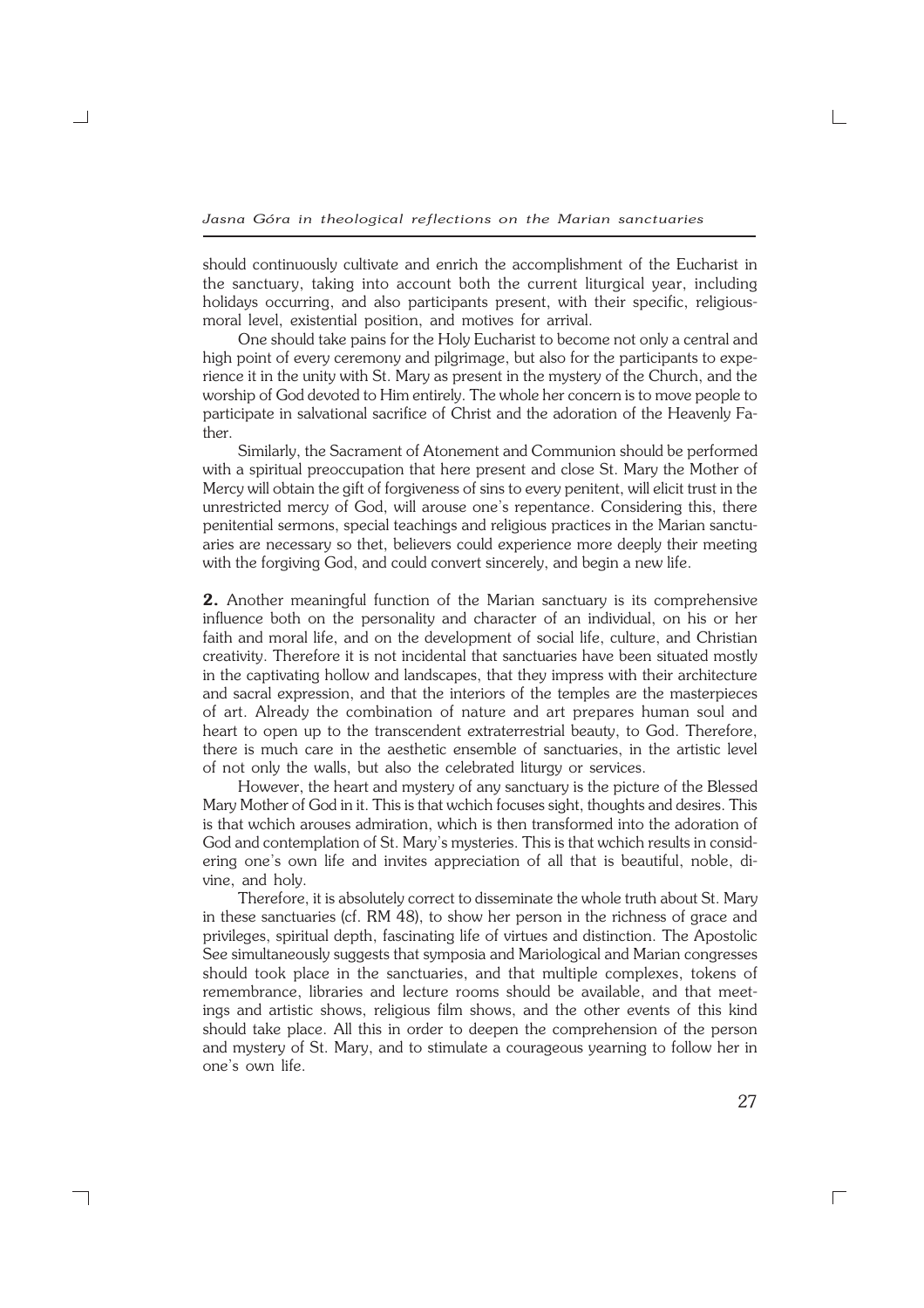should continuously cultivate and enrich the accomplishment of the Eucharist in the sanctuary, taking into account both the current liturgical year, including holidays occurring, and also participants present, with their specific, religious-moral level, existential position, and motives for arrival.

One should take pains for the Holy Eucharist to become not only a central and high point of every ceremony and pilgrimage, but also for the participants to experience it in the unity with St. Mary as present in the mystery of the Church, and the worship of God devoted to Him entirely. The whole her concern is to move people to participate in salvational sacrifice of Christ and the adoration of the Heavenly Father.

Similarly, the Sacrament of Atonement and Communion should be performed with a spiritual preoccupation that here present and close St. Mary the Mother of Mercy will obtain the gift of forgiveness of sins to every penitent, will elicit trust in the unrestricted mercy of God, will arouse one's repentance. Considering this, there penitential sermons, special teachings and religious practices in the Marian sanctuaries are necessary so thet, believers could experience more deeply their meeting with the forgiving God, and could convert sincerely, and begin a new life.

**2.** Another meaningful function of the Marian sanctuary is its comprehensive influence both on the personality and character of an individual, on his or her faith and moral life, and on the development of social life, culture, and Christian creativity. Therefore it is not incidental that sanctuaries have been situated mostly in the captivating hollow and landscapes, that they impress with their architecture and sacral expression, and that the interiors of the temples are the masterpieces of art. Already the combination of nature and art prepares human soul and heart to open up to the transcendent extraterrestrial beauty, to God. Therefore, there is much care in the aesthetic ensemble of sanctuaries, in the artistic level of not only the walls, but also the celebrated liturgy or services.

However, the heart and mystery of any sanctuary is the picture of the Blessed Mary Mother of God in it. This is that wchich focuses sight, thoughts and desires. This is that wchich arouses admiration, which is then transformed into the adoration of God and contemplation of St. Mary's mysteries. This is that wchich results in considering one's own life and invites appreciation of all that is beautiful, noble, divine, and holy.

Therefore, it is absolutely correct to disseminate the whole truth about St. Mary in these sanctuaries (cf. RM 48), to show her person in the richness of grace and privileges, spiritual depth, fascinating life of virtues and distinction. The Apostolic See simultaneously suggests that symposia and Mariological and Marian congresses should took place in the sanctuaries, and that multiple complexes, tokens of remembrance, libraries and lecture rooms should be available, and that meetings and artistic shows, religious film shows, and the other events of this kind should take place. All this in order to deepen the comprehension of the person and mystery of St. Mary, and to stimulate a courageous yearning to follow her in one's own life.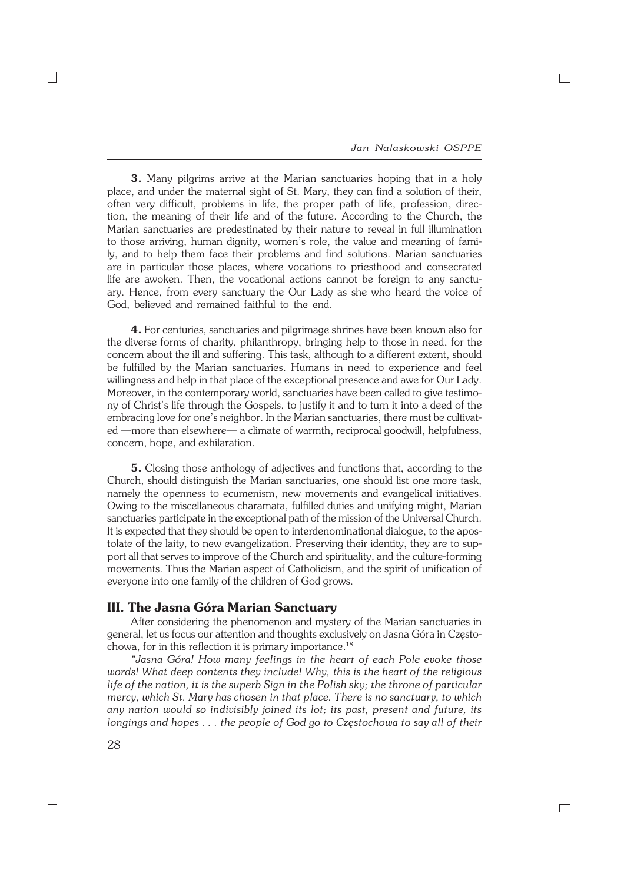**3.** Many pilgrims arrive at the Marian sanctuaries hoping that in a holy place, and under the maternal sight of St. Mary, they can find a solution of their, often very difficult, problems in life, the proper path of life, profession, direction, the meaning of their life and of the future. According to the Church, the Marian sanctuaries are predestinated by their nature to reveal in full illumination to those arriving, human dignity, women's role, the value and meaning of family, and to help them face their problems and find solutions. Marian sanctuaries are in particular those places, where vocations to priesthood and consecrated life are awoken. Then, the vocational actions cannot be foreign to any sanctuary. Hence, from every sanctuary the Our Lady as she who heard the voice of God, believed and remained faithful to the end.

**4.** For centuries, sanctuaries and pilgrimage shrines have been known also for the diverse forms of charity, philanthropy, bringing help to those in need, for the concern about the ill and suffering. This task, although to a different extent, should be fulfilled by the Marian sanctuaries. Humans in need to experience and feel willingness and help in that place of the exceptional presence and awe for Our Lady. Moreover, in the contemporary world, sanctuaries have been called to give testimony of Christ's life through the Gospels, to justify it and to turn it into a deed of the embracing love for one's neighbor. In the Marian sanctuaries, there must be cultivated —more than elsewhere— a climate of warmth, reciprocal goodwill, helpfulness, concern, hope, and exhilaration.

**5.** Closing those anthology of adjectives and functions that, according to the Church, should distinguish the Marian sanctuaries, one should list one more task, namely the openness to ecumenism, new movements and evangelical initiatives. Owing to the miscellaneous charamata, fulfilled duties and unifying might, Marian sanctuaries participate in the exceptional path of the mission of the Universal Church. It is expected that they should be open to interdenominational dialogue, to the apostolate of the laity, to new evangelization. Preserving their identity, they are to support all that serves to improve of the Church and spirituality, and the culture-forming movements. Thus the Marian aspect of Catholicism, and the spirit of unification of everyone into one family of the children of God grows.

## III. The Jasna Góra Marian Sanctuary

After considering the phenomenon and mystery of the Marian sanctuaries in general, let us focus our attention and thoughts exclusively on Jasna Góra in Częstochowa, for in this reflection it is primary importance.[18]

*"Jasna Góra! How many feelings in the heart of each Pole evoke those words! What deep contents they include! Why, this is the heart of the religious life of the nation, it is the superb Sign in the Polish sky; the throne of particular mercy, which St. Mary has chosen in that place. There is no sanctuary, to which any nation would so indivisibly joined its lot; its past, present and future, its longings and hopes . . . the people of God go to Częstochowa to say all of their*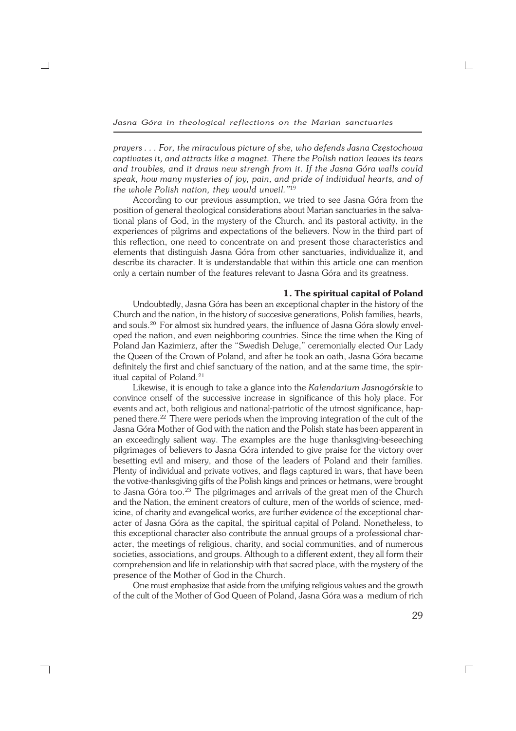*prayers . . . For, the miraculous picture of she, who defends Jasna Częstochowa captivates it, and attracts like a magnet. There the Polish nation leaves its tears and troubles, and it draws new strengh from it. If the Jasna Góra walls could speak, how many mysteries of joy, pain, and pride of individual hearts, and of the whole Polish nation, they would unveil."*[19]

According to our previous assumption, we tried to see Jasna Góra from the position of general theological considerations about Marian sanctuaries in the salvational plans of God, in the mystery of the Church, and its pastoral activity, in the experiences of pilgrims and expectations of the believers. Now in the third part of this reflection, one need to concentrate on and present those characteristics and elements that distinguish Jasna Góra from other sanctuaries, individualize it, and describe its character. It is understandable that within this article one can mention only a certain number of the features relevant to Jasna Góra and its greatness.

### 1. The spiritual capital of Poland

Undoubtedly, Jasna Góra has been an exceptional chapter in the history of the Church and the nation, in the history of succesive generations, Polish families, hearts, and souls.[20] For almost six hundred years, the influence of Jasna Góra slowly enveloped the nation, and even neighboring countries. Since the time when the King of Poland Jan Kazimierz, after the "Swedish Deluge," ceremonially elected Our Lady the Queen of the Crown of Poland, and after he took an oath, Jasna Góra became definitely the first and chief sanctuary of the nation, and at the same time, the spiritual capital of Poland.[21]

Likewise, it is enough to take a glance into the *Kalendarium Jasnogórskie* to convince onself of the successive increase in significance of this holy place. For events and act, both religious and national-patriotic of the utmost significance, happened there.[22] There were periods when the improving integration of the cult of the Jasna Góra Mother of God with the nation and the Polish state has been apparent in an exceedingly salient way. The examples are the huge thanksgiving-beseeching pilgrimages of believers to Jasna Góra intended to give praise for the victory over besetting evil and misery, and those of the leaders of Poland and their families. Plenty of individual and private votives, and flags captured in wars, that have been the votive-thanksgiving gifts of the Polish kings and princes or hetmans, were brought to Jasna Góra too.[23] The pilgrimages and arrivals of the great men of the Church and the Nation, the eminent creators of culture, men of the worlds of science, medicine, of charity and evangelical works, are further evidence of the exceptional character of Jasna Góra as the capital, the spiritual capital of Poland. Nonetheless, to this exceptional character also contribute the annual groups of a professional character, the meetings of religious, charity, and social communities, and of numerous societies, associations, and groups. Although to a different extent, they all form their comprehension and life in relationship with that sacred place, with the mystery of the presence of the Mother of God in the Church.

One must emphasize that aside from the unifying religious values and the growth of the cult of the Mother of God Queen of Poland, Jasna Góra was a medium of rich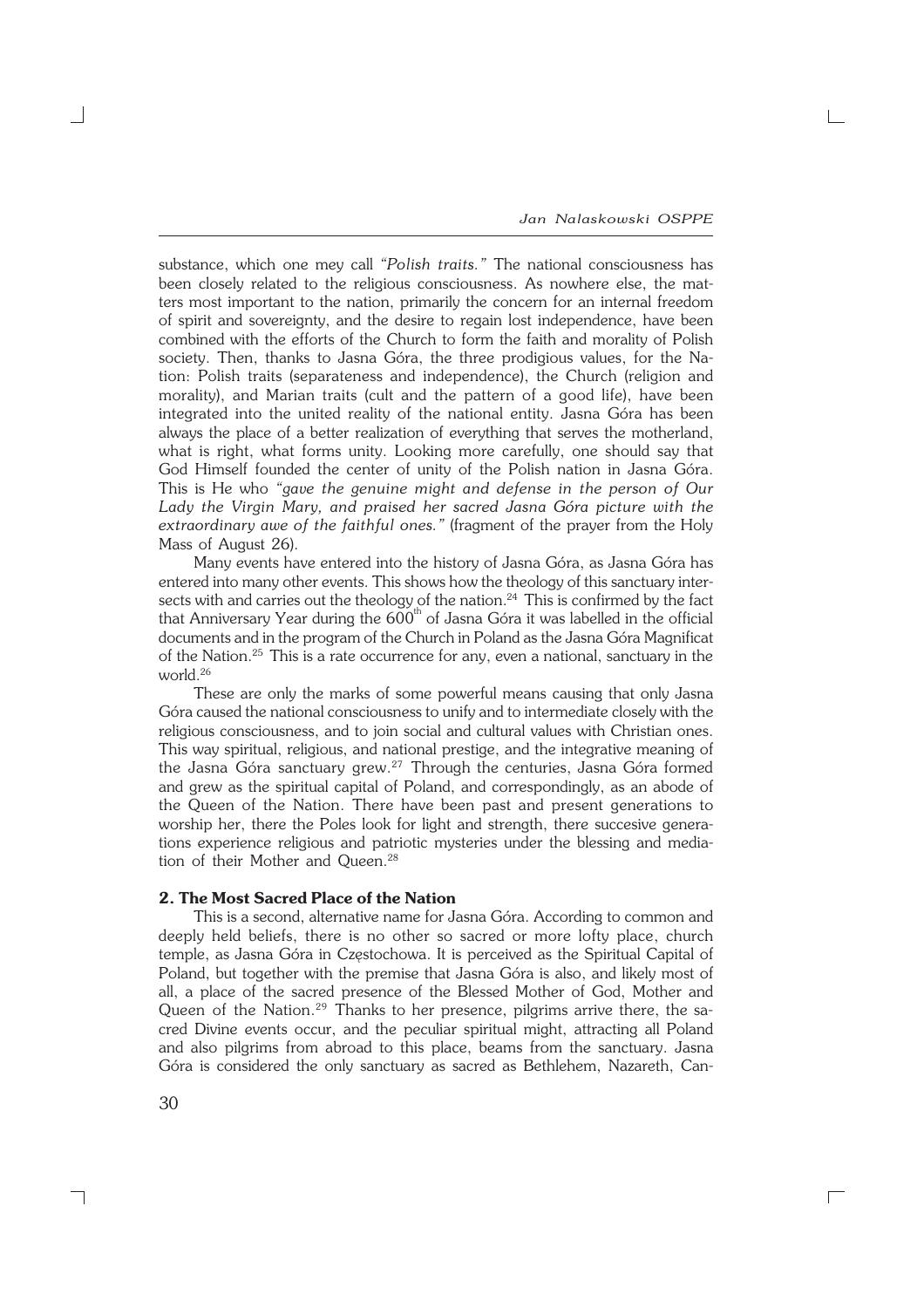substance, which one mey call *"Polish traits."* The national consciousness has been closely related to the religious consciousness. As nowhere else, the matters most important to the nation, primarily the concern for an internal freedom of spirit and sovereignty, and the desire to regain lost independence, have been combined with the efforts of the Church to form the faith and morality of Polish society. Then, thanks to Jasna Góra, the three prodigious values, for the Nation: Polish traits (separateness and independence), the Church (religion and morality), and Marian traits (cult and the pattern of a good life), have been integrated into the united reality of the national entity. Jasna Góra has been always the place of a better realization of everything that serves the motherland, what is right, what forms unity. Looking more carefully, one should say that God Himself founded the center of unity of the Polish nation in Jasna Góra. This is He who *"gave the genuine might and defense in the person of Our Lady the Virgin Mary, and praised her sacred Jasna Góra picture with the extraordinary awe of the faithful ones."* (fragment of the prayer from the Holy Mass of August 26).

Many events have entered into the history of Jasna Góra, as Jasna Góra has entered into many other events. This shows how the theology of this sanctuary intersects with and carries out the theology of the nation.[24] This is confirmed by the fact that Anniversary Year during the 600th of Jasna Góra it was labelled in the official documents and in the program of the Church in Poland as the Jasna Góra Magnificat of the Nation.[25] This is a rate occurrence for any, even a national, sanctuary in the world.[26]

These are only the marks of some powerful means causing that only Jasna Góra caused the national consciousness to unify and to intermediate closely with the religious consciousness, and to join social and cultural values with Christian ones. This way spiritual, religious, and national prestige, and the integrative meaning of the Jasna Góra sanctuary grew.[27] Through the centuries, Jasna Góra formed and grew as the spiritual capital of Poland, and correspondingly, as an abode of the Queen of the Nation. There have been past and present generations to worship her, there the Poles look for light and strength, there succesive generations experience religious and patriotic mysteries under the blessing and mediation of their Mother and Queen.[28]

## 2. The Most Sacred Place of the Nation

This is a second, alternative name for Jasna Góra. According to common and deeply held beliefs, there is no other so sacred or more lofty place, church temple, as Jasna Góra in Częstochowa. It is perceived as the Spiritual Capital of Poland, but together with the premise that Jasna Góra is also, and likely most of all, a place of the sacred presence of the Blessed Mother of God, Mother and Queen of the Nation.[29] Thanks to her presence, pilgrims arrive there, the sacred Divine events occur, and the peculiar spiritual might, attracting all Poland and also pilgrims from abroad to this place, beams from the sanctuary. Jasna Góra is considered the only sanctuary as sacred as Bethlehem, Nazareth, Can-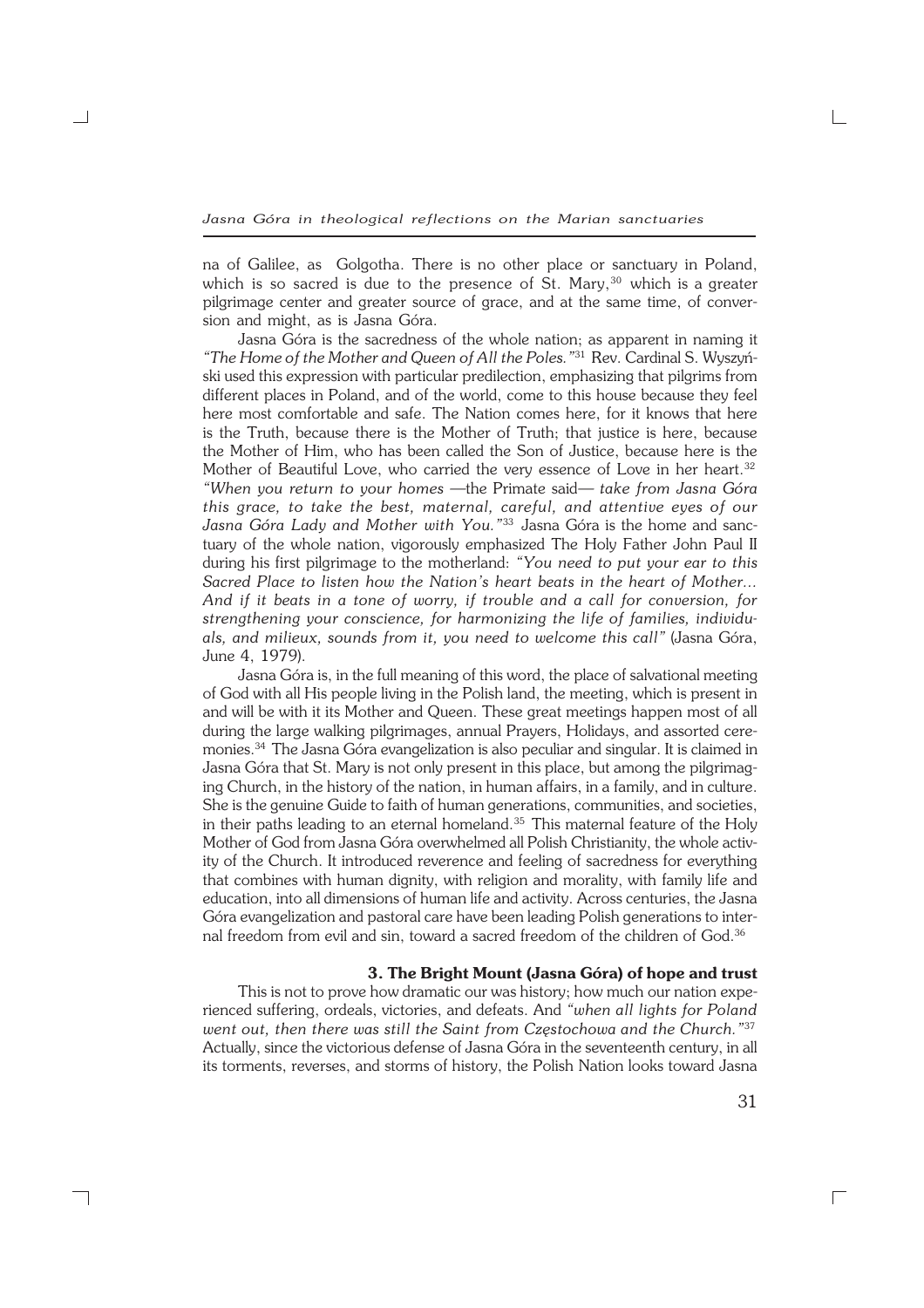na of Galilee, as Golgotha. There is no other place or sanctuary in Poland, which is so sacred is due to the presence of St. Mary,[30] which is a greater pilgrimage center and greater source of grace, and at the same time, of conversion and might, as is Jasna Góra.

Jasna Góra is the sacredness of the whole nation; as apparent in naming it *"The Home of the Mother and Queen of All the Poles."*[31] Rev. Cardinal S. Wyszyński used this expression with particular predilection, emphasizing that pilgrims from different places in Poland, and of the world, come to this house because they feel here most comfortable and safe. The Nation comes here, for it knows that here is the Truth, because there is the Mother of Truth; that justice is here, because the Mother of Him, who has been called the Son of Justice, because here is the Mother of Beautiful Love, who carried the very essence of Love in her heart.[32] *"When you return to your homes* —the Primate said— *take from Jasna Góra this grace, to take the best, maternal, careful, and attentive eyes of our Jasna Góra Lady and Mother with You."*[33] Jasna Góra is the home and sanctuary of the whole nation, vigorously emphasized The Holy Father John Paul II during his first pilgrimage to the motherland: *"You need to put your ear to this Sacred Place to listen how the Nation's heart beats in the heart of Mother... And if it beats in a tone of worry, if trouble and a call for conversion, for strengthening your conscience, for harmonizing the life of families, individuals, and milieux, sounds from it, you need to welcome this call"* (Jasna Góra, June 4, 1979).

Jasna Góra is, in the full meaning of this word, the place of salvational meeting of God with all His people living in the Polish land, the meeting, which is present in and will be with it its Mother and Queen. These great meetings happen most of all during the large walking pilgrimages, annual Prayers, Holidays, and assorted ceremonies.[34] The Jasna Góra evangelization is also peculiar and singular. It is claimed in Jasna Góra that St. Mary is not only present in this place, but among the pilgrimaging Church, in the history of the nation, in human affairs, in a family, and in culture. She is the genuine Guide to faith of human generations, communities, and societies, in their paths leading to an eternal homeland.[35] This maternal feature of the Holy Mother of God from Jasna Góra overwhelmed all Polish Christianity, the whole activity of the Church. It introduced reverence and feeling of sacredness for everything that combines with human dignity, with religion and morality, with family life and education, into all dimensions of human life and activity. Across centuries, the Jasna Góra evangelization and pastoral care have been leading Polish generations to internal freedom from evil and sin, toward a sacred freedom of the children of God.[36]

### 3. The Bright Mount (Jasna Góra) of hope and trust

This is not to prove how dramatic our was history; how much our nation experienced suffering, ordeals, victories, and defeats. And *"when all lights for Poland went out, then there was still the Saint from Częstochowa and the Church."*[37] Actually, since the victorious defense of Jasna Góra in the seventeenth century, in all its torments, reverses, and storms of history, the Polish Nation looks toward Jasna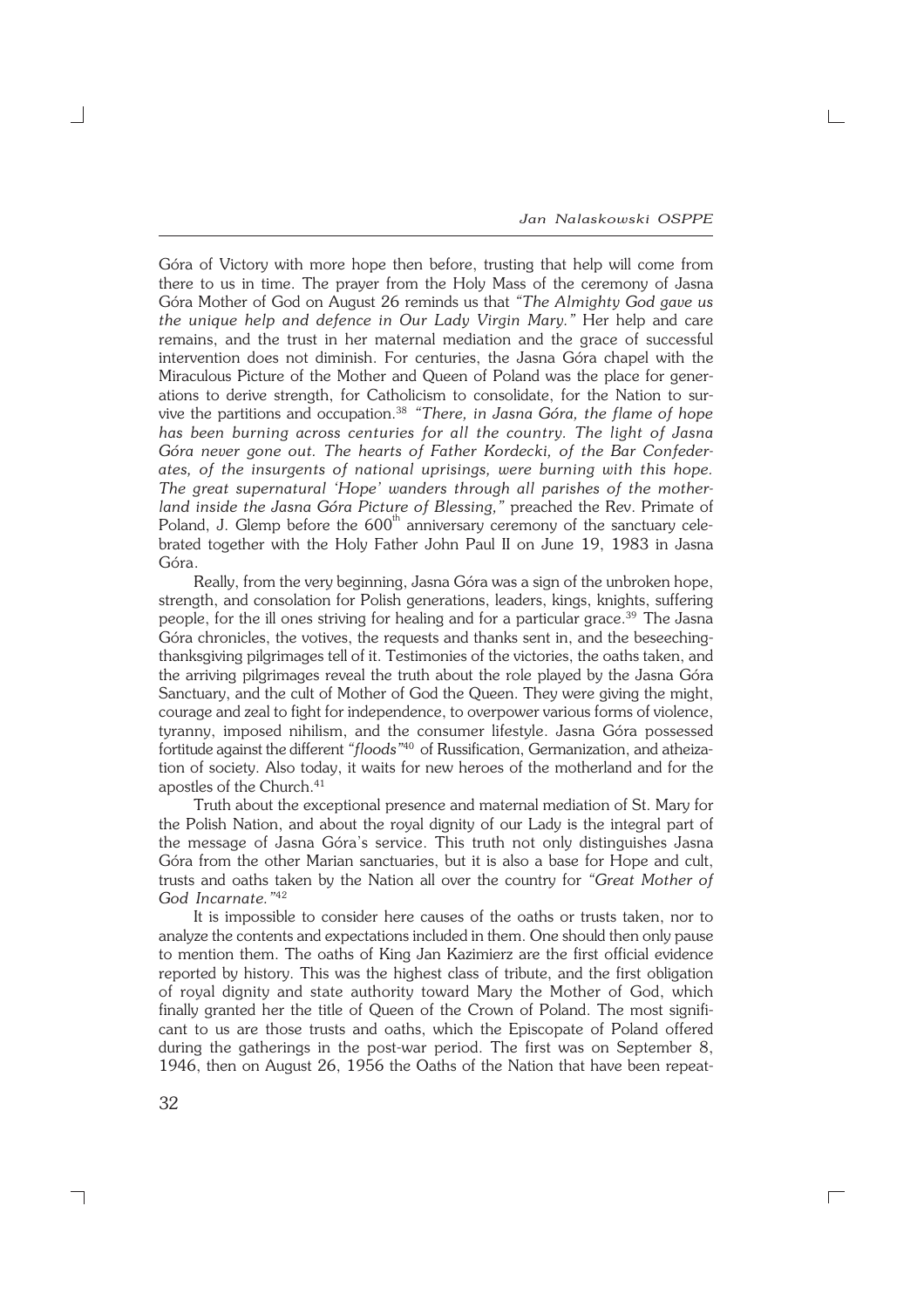Góra of Victory with more hope then before, trusting that help will come from there to us in time. The prayer from the Holy Mass of the ceremony of Jasna Góra Mother of God on August 26 reminds us that *"The Almighty God gave us the unique help and defence in Our Lady Virgin Mary."* Her help and care remains, and the trust in her maternal mediation and the grace of successful intervention does not diminish. For centuries, the Jasna Góra chapel with the Miraculous Picture of the Mother and Queen of Poland was the place for generations to derive strength, for Catholicism to consolidate, for the Nation to survive the partitions and occupation.[38] *"There, in Jasna Góra, the flame of hope has been burning across centuries for all the country. The light of Jasna Góra never gone out. The hearts of Father Kordecki, of the Bar Confederates, of the insurgents of national uprisings, were burning with this hope. The great supernatural 'Hope' wanders through all parishes of the motherland inside the Jasna Góra Picture of Blessing,"* preached the Rev. Primate of Poland, J. Glemp before the 600[th] anniversary ceremony of the sanctuary celebrated together with the Holy Father John Paul II on June 19, 1983 in Jasna Góra.

Really, from the very beginning, Jasna Góra was a sign of the unbroken hope, strength, and consolation for Polish generations, leaders, kings, knights, suffering people, for the ill ones striving for healing and for a particular grace.[39] The Jasna Góra chronicles, the votives, the requests and thanks sent in, and the beseeching-thanksgiving pilgrimages tell of it. Testimonies of the victories, the oaths taken, and the arriving pilgrimages reveal the truth about the role played by the Jasna Góra Sanctuary, and the cult of Mother of God the Queen. They were giving the might, courage and zeal to fight for independence, to overpower various forms of violence, tyranny, imposed nihilism, and the consumer lifestyle. Jasna Góra possessed fortitude against the different *"floods"*[40] of Russification, Germanization, and atheization of society. Also today, it waits for new heroes of the motherland and for the apostles of the Church.[41]

Truth about the exceptional presence and maternal mediation of St. Mary for the Polish Nation, and about the royal dignity of our Lady is the integral part of the message of Jasna Góra's service. This truth not only distinguishes Jasna Góra from the other Marian sanctuaries, but it is also a base for Hope and cult, trusts and oaths taken by the Nation all over the country for *"Great Mother of God Incarnate."*[42]

It is impossible to consider here causes of the oaths or trusts taken, nor to analyze the contents and expectations included in them. One should then only pause to mention them. The oaths of King Jan Kazimierz are the first official evidence reported by history. This was the highest class of tribute, and the first obligation of royal dignity and state authority toward Mary the Mother of God, which finally granted her the title of Queen of the Crown of Poland. The most significant to us are those trusts and oaths, which the Episcopate of Poland offered during the gatherings in the post-war period. The first was on September 8, 1946, then on August 26, 1956 the Oaths of the Nation that have been repeat-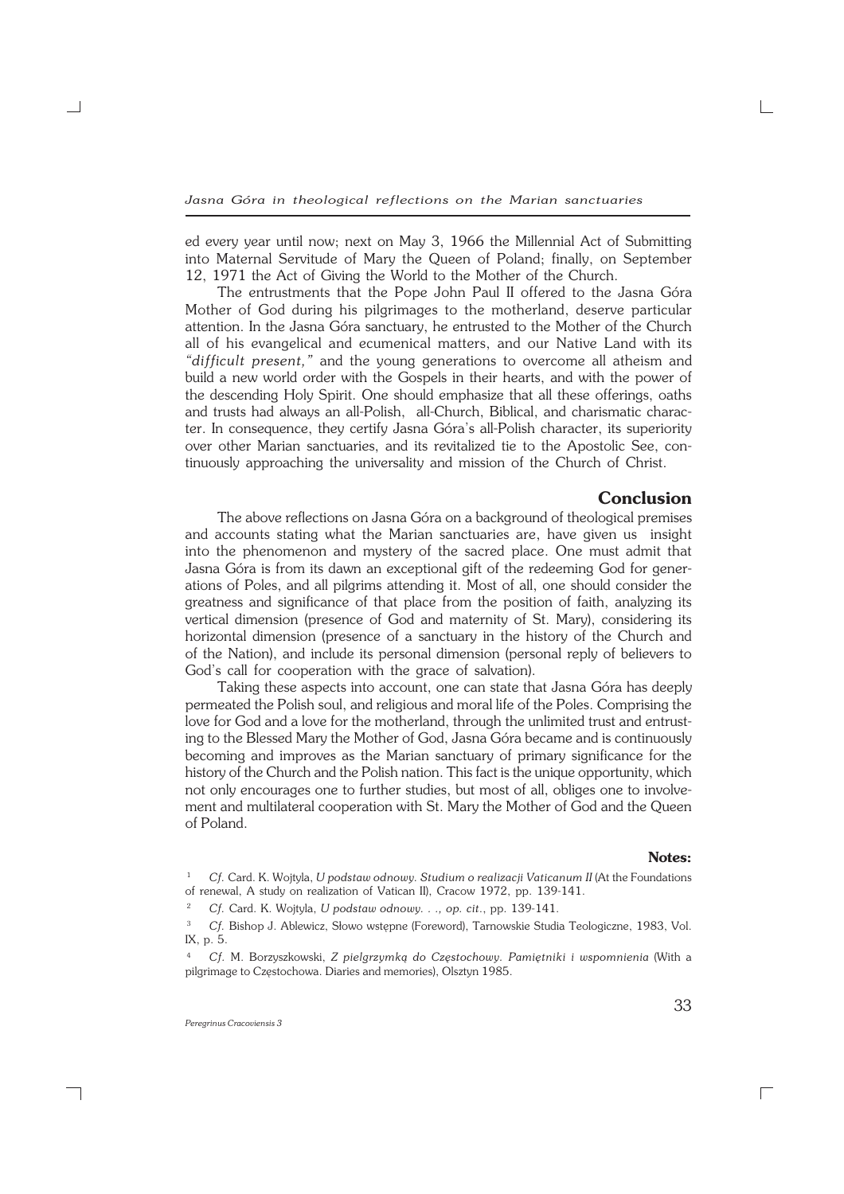ed every year until now; next on May 3, 1966 the Millennial Act of Submitting into Maternal Servitude of Mary the Queen of Poland; finally, on September 12, 1971 the Act of Giving the World to the Mother of the Church.

The entrustments that the Pope John Paul II offered to the Jasna Góra Mother of God during his pilgrimages to the motherland, deserve particular attention. In the Jasna Góra sanctuary, he entrusted to the Mother of the Church all of his evangelical and ecumenical matters, and our Native Land with its *"difficult present,"* and the young generations to overcome all atheism and build a new world order with the Gospels in their hearts, and with the power of the descending Holy Spirit. One should emphasize that all these offerings, oaths and trusts had always an all-Polish, all-Church, Biblical, and charismatic character. In consequence, they certify Jasna Góra's all-Polish character, its superiority over other Marian sanctuaries, and its revitalized tie to the Apostolic See, continuously approaching the universality and mission of the Church of Christ.

## Conclusion

The above reflections on Jasna Góra on a background of theological premises and accounts stating what the Marian sanctuaries are, have given us insight into the phenomenon and mystery of the sacred place. One must admit that Jasna Góra is from its dawn an exceptional gift of the redeeming God for generations of Poles, and all pilgrims attending it. Most of all, one should consider the greatness and significance of that place from the position of faith, analyzing its vertical dimension (presence of God and maternity of St. Mary), considering its horizontal dimension (presence of a sanctuary in the history of the Church and of the Nation), and include its personal dimension (personal reply of believers to God's call for cooperation with the grace of salvation).

Taking these aspects into account, one can state that Jasna Góra has deeply permeated the Polish soul, and religious and moral life of the Poles. Comprising the love for God and a love for the motherland, through the unlimited trust and entrusting to the Blessed Mary the Mother of God, Jasna Góra became and is continuously becoming and improves as the Marian sanctuary of primary significance for the history of the Church and the Polish nation. This fact is the unique opportunity, which not only encourages one to further studies, but most of all, obliges one to involvement and multilateral cooperation with St. Mary the Mother of God and the Queen of Poland.

### Notes:

[1] *Cf.* Card. K. Wojtyla, *U podstaw odnowy. Studium o realizacji Vaticanum II* (At the Foundations of renewal, A study on realization of Vatican II), Cracow 1972, pp. 139-141.

[2] *Cf.* Card. K. Wojtyla, *U podstaw odnowy. . ., op. cit.*, pp. 139-141.

[3] *Cf.* Bishop J. Ablewicz, Słowo wstępne (Foreword), Tarnowskie Studia Teologiczne, 1983, Vol. IX, p. 5.

[4] *Cf.* M. Borzyszkowski, *Z pielgrzymką do Częstochowy. Pamiętniki i wspomnienia* (With a pilgrimage to Częstochowa. Diaries and memories), Olsztyn 1985.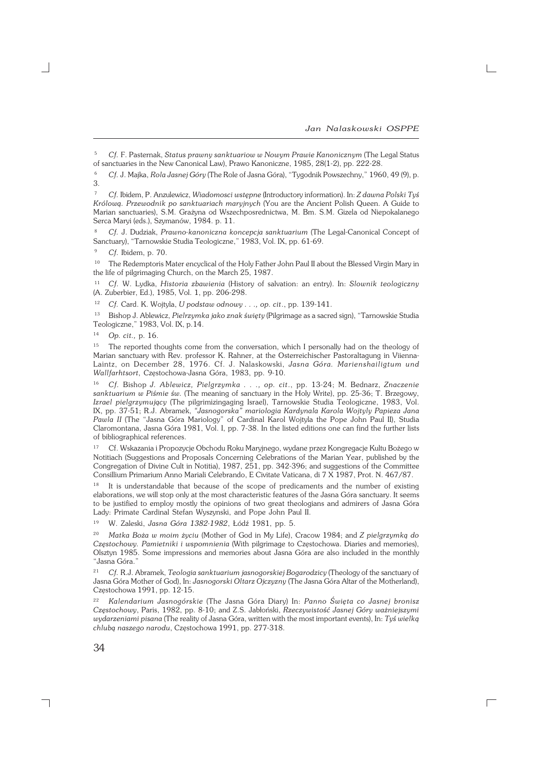[5] *Cf.* F. Pasternak, *Status prawny sanktuariow w Nowym Prawie Kanonicznym* (The Legal Status of sanctuaries in the New Canonical Law), Prawo Kanoniczne, 1985, 28(1-2), pp. 222-28.

[6] *Cf.* J. Majka, *Rola Jasnej Góry* (The Role of Jasna Góra), "Tygodnik Powszechny," 1960, 49 (9), p. 3.

[7] *Cf.* Ibidem, P. Anzulewicz, *Wiadomosci wstępne* (Introductory information). In: *Z dawna Polski Tyś Królową. Przewodnik po sanktuariach maryjnych* (You are the Ancient Polish Queen. A Guide to Marian sanctuaries), S.M. Grażyna od Wszechposrednictwa, M. Bm. S.M. Gizela od Niepokalanego Serca Maryi (eds.), Szymanów, 1984. p. 11.

[8] *Cf.* J. Dudziak, *Prawno-kanoniczna koncepcja sanktuarium* (The Legal-Canonical Concept of Sanctuary), "Tarnowskie Studia Teologiczne," 1983, Vol. IX, pp. 61-69.

[9] *Cf.* Ibidem, p. 70.

[10] The Redemptoris Mater encyclical of the Holy Father John Paul II about the Blessed Virgin Mary in the life of pilgrimaging Church, on the March 25, 1987.

[11] *Cf.* W. Lydka, *Historia zbawienia* (History of salvation: an entry). In: *Slownik teologiczny* (A. Zuberbier, Ed.), 1985, Vol. 1, pp. 206-298.

[12] *Cf.* Card. K. Wojtyla, *U podstaw odnowy . . ., op. cit*., pp. 139-141.

[13] Bishop J. Ablewicz, *Pielrzymka jako znak święty* (Pilgrimage as a sacred sign), "Tarnowskie Studia Teologiczne," 1983, Vol. IX, p.14.

[14] *Op. cit.,* p. 16.

[15] The reported thoughts come from the conversation, which I personally had on the theology of Marian sanctuary with Rev. professor K. Rahner, at the Osterreichischer Pastoraltagung in Viienna-Laintz, on December 28, 1976. Cf. J. Nalaskowski, *Jasna Góra. Marienshailigtum und Wallfarhtsort*, Częstochowa-Jasna Góra, 1983, pp. 9-10.

[16] *Cf.* Bishop *J. Ablewicz, Pielgrzymka . . ., op. cit*., pp. 13-24; M. Bednarz, *Znaczenie sanktuarium w Piśmie św.* (The meaning of sanctuary in the Holy Write), pp. 25-36; T. Brzegowy, *Izrael pielgrzymujący* (The pilgrimizingaging Israel), Tarnowskie Studia Teologiczne, 1983, Vol. IX, pp. 37-51; R.J. Abramek, *"Jasnogorska" mariologia Kardynala Karola Wojtyly Papieza Jana Pawla II* (The "Jasna Góra Mariology" of Cardinal Karol Wojtyla the Pope John Paul II), Studia Claromontana, Jasna Góra 1981, Vol. I, pp. 7-38. In the listed editions one can find the further lists of bibliographical references.

[17] Cf. Wskazania i Propozycje Obchodu Roku Maryjnego, wydane przez Kongregacje Kultu Bożego w Notitiach (Suggestions and Proposals Concerning Celebrations of the Marian Year, published by the Congregation of Divine Cult in Notitia), 1987, 251, pp. 342-396; and suggestions of the Committee Consillium Primarium Anno Mariali Celebrando, E Civitate Vaticana, di 7 X 1987, Prot. N. 467/87.

[18] It is understandable that because of the scope of predicaments and the number of existing elaborations, we will stop only at the most characteristic features of the Jasna Góra sanctuary. It seems to be justified to employ mostly the opinions of two great theologians and admirers of Jasna Góra Lady: Primate Cardinal Stefan Wyszynski, and Pope John Paul II.

[19] W. Zaleski, *Jasna Góra 1382-1982*, Łódź 1981, pp. 5.

[20] *Matka Boża w moim życiu* (Mother of God in My Life), Cracow 1984; and *Z pielgrzymką do Częstochowy. Pamietniki i wspomnienia* (With pilgrimage to Częstochowa. Diaries and memories), Olsztyn 1985. Some impressions and memories about Jasna Góra are also included in the monthly "Jasna Góra."

[21] *Cf.* R.J. Abramek, *Teologia sanktuarium jasnogorskiej Bogarodzicy* (Theology of the sanctuary of Jasna Góra Mother of God), In: *Jasnogorski Oltarz Ojczyzny* (The Jasna Góra Altar of the Motherland), Częstochowa 1991, pp. 12-15.

[22] *Kalendarium Jasnogórskie* (The Jasna Góra Diary) In: *Panno Święta co Jasnej bronisz Częstochowy*, Paris, 1982, pp. 8-10; and Z.S. Jabłoński, *Rzeczywistość Jasnej Góry ważniejszymi wydarzeniami pisana* (The reality of Jasna Góra, written with the most important events), In: *Tyś wielką chlubą naszego narodu*, Częstochowa 1991, pp. 277-318.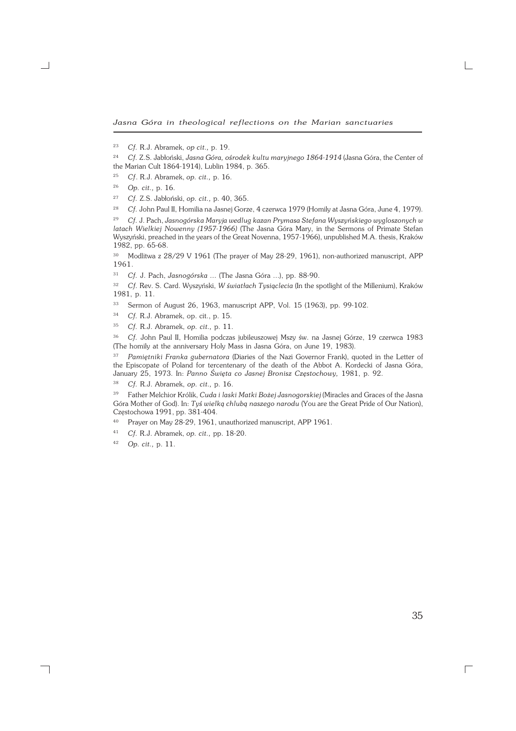[23] *Cf.* R.J. Abramek, *op cit.,* p. 19.

[24] *Cf.* Z.S. Jabłoński, *Jasna Góra, ośrodek kultu maryjnego 1864-1914* (Jasna Góra, the Center of the Marian Cult 1864-1914), Lublin 1984, p. 365.

[25] *Cf*. R.J. Abramek, *op. cit.,* p. 16.

[26] *Op. cit.,* p. 16.

[27] *Cf.* Z.S. Jabłoński, *op. cit.,* p. 40, 365.

[28] *Cf.* John Paul II, Homilia na Jasnej Gorze, 4 czerwca 1979 (Homily at Jasna Góra, June 4, 1979).

[29] *Cf.* J. Pach, *Jasnogórska Maryja wedlug kazan Prymasa Stefana Wyszyńskiego wygloszonych w latach Wielkiej Nowenny (1957-1966)* (The Jasna Góra Mary, in the Sermons of Primate Stefan Wyszyński, preached in the years of the Great Novenna, 1957-1966), unpublished M.A. thesis, Kraków 1982, pp. 65-68.

[30] Modlitwa z 28/29 V 1961 (The prayer of May 28-29, 1961), non-authorized manuscript, APP 1961.

[31] *Cf.* J. Pach, *Jasnogórska …* (The Jasna Góra …), pp. 88-90.

[32] *Cf.* Rev. S. Card. Wyszyński, *W światłach Tysiąclecia* (In the spotlight of the Millenium), Kraków 1981, p. 11.

[33] Sermon of August 26, 1963, manuscript APP, Vol. 15 (1963), pp. 99-102.

[34] *Cf.* R.J. Abramek, op. cit., p. 15.

[35] *Cf.* R.J. Abramek, *op. cit.,* p. 11.

[36] *Cf.* John Paul II, Homilia podczas jubileuszowej Mszy św. na Jasnej Górze, 19 czerwca 1983 (The homily at the anniversary Holy Mass in Jasna Góra, on June 19, 1983).

[37] *Pamiętniki Franka gubernatora* (Diaries of the Nazi Governor Frank), quoted in the Letter of the Episcopate of Poland for tercentenary of the death of the Abbot A. Kordecki of Jasna Góra, January 25, 1973. In: *Panno Święta co Jasnej Bronisz Częstochowy,* 1981, p. 92.

[38] *Cf.* R.J. Abramek, *op. cit.,* p. 16.

[39] Father Melchior Królik, *Cuda i laski Matki Bożej Jasnogorskiej* (Miracles and Graces of the Jasna Góra Mother of God). In: *Tyś wielką chlubą naszego narodu* (You are the Great Pride of Our Nation), Częstochowa 1991, pp. 381-404.

[40] Prayer on May 28-29, 1961, unauthorized manuscript, APP 1961.

[41] *Cf.* R.J. Abramek, *op. cit.*, pp. 18-20.

[42] *Op. cit.,* p. 11.